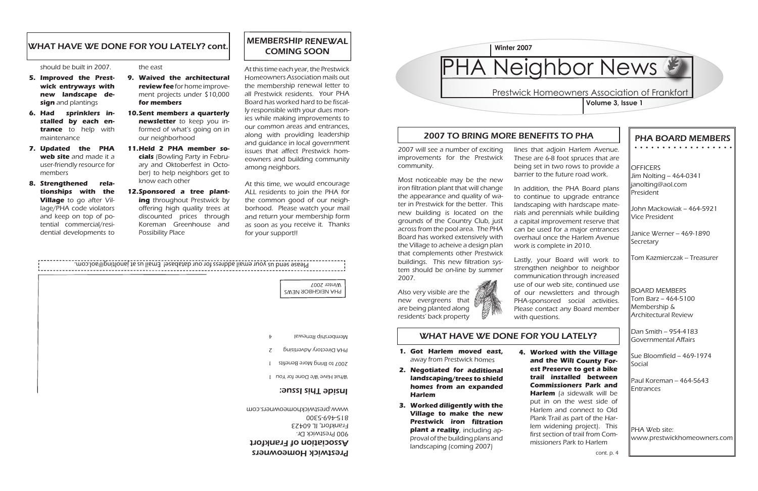## WHAT HAVE WE DONE FOR YOU LATELY? cont.

should be built in 2007.

5. ***Improved the Prestwick entryways with new landscape design*** *and plantings*
6. ***Had sprinklers installed by each entrance*** *to help with maintenance*
7. ***Updated the PHA web site*** *and made it a user-friendly resource for members*
8. ***Strengthened relationships with the Village*** *to go after Village/PHA code violators and keep on top of potential commercial/residential developments to the east*
9. ***Waived the architectural review fee*** *for home improvement projects under $10,000* ***for members***
10. ***Sent members a quarterly newsletter*** *to keep you informed of what's going on in our neighborhood*
11. ***Held 2 PHA member socials*** *(Bowling Party in February and Oktoberfest in October) to help neighbors get to know each other*
12. ***Sponsored a tree planting*** *throughout Prestwick by offering high quality trees at discounted prices through Koreman Greenhouse and Possibility Place*

## MEMBERSHIP RENEWAL COMING SOON

At this time each year, the Prestwick Homeowners Association mails out the membership renewal letter to all Prestwick residents. Your PHA Board has worked hard to be fiscally responsible with your dues monies while making improvements to our common areas and entrances, along with providing leadership and guidance in local government issues that affect Prestwick homeowners and building community among neighbors.

At this time, we would encourage ALL residents to join the PHA for the common good of our neighborhood. Please watch your mail and return your membership form as soon as you receive it. Thanks for your support!!

Please send us your email address for our database! Email us at janolting@aol.com.

PHA NEIGHBOR NEWS
Winter 2007

**Prestwick Homeowners Association of Frankfort**
900 Prestwick Dr.
Frankfort, IL 60423
815-469-5300
www.prestwickhomeowners.com

### Inside This Issue:

| | |
|---|---|
| What Have We Done for You | 1 |
| 2007 to Bring More Benefits | 1 |
| PHA Directory Advertising | 2 |
| Membership Renewal | 4 |

**Winter 2007**

# PHA Neighbor News

Prestwick Homeowners Association of Frankfort

**Volume 3, Issue 1**

## 2007 TO BRING MORE BENEFITS TO PHA

2007 will see a number of exciting improvements for the Prestwick community.

Most noticeable may be the new iron filtration plant that will change the appearance and quality of water in Prestwick for the better. This new building is located on the grounds of the Country Club, just across from the pool area. The PHA Board has worked extensively with the Village to acheive a design plan that complements other Prestwick buildings. This new filtration system should be on-line by summer 2007.

Also very visible are the new evergreens that are being planted along residents' back property lines that adjoin Harlem Avenue. These are 6-8 foot spruces that are being set in two rows to provide a barrier to the future road work.

In addition, the PHA Board plans to continue to upgrade entrance landscaping with hardscape materials and perennials while building a capital improvement reserve that can be used for a major entrances overhaul once the Harlem Avenue work is complete in 2010.

Lastly, your Board will work to strengthen neighbor to neighbor communication through increased use of our web site, continued use of our newsletters and through PHA-sponsored social activities. Please contact any Board member with questions.

## WHAT HAVE WE DONE FOR YOU LATELY?

1. ***Got Harlem moved east,*** *away from Prestwick homes*
2. ***Negotiated for additional landscaping/trees to shield homes from an expanded Harlem***
3. ***Worked diligently with the Village to make the new Prestwick iron filtration plant a reality****, including approval of the building plans and landscaping (coming 2007)*
4. ***Worked with the Village and the Will County Forest Preserve to get a bike trail installed between Commissioners Park and Harlem*** *(a sidewalk will be put in on the west side of Harlem and connect to Old Plank Trail as part of the Harlem widening project). This first section of trail from Commissioners Park to Harlem*

cont. p. 4

## PHA BOARD MEMBERS

OFFICERS
Jim Nolting – 464-0341
janolting@aol.com
President

John Mackowiak – 464-5921
Vice President

Janice Werner – 469-1890
Secretary

Tom Kazmierczak – Treasurer

BOARD MEMBERS
Tom Barz – 464-5100
Membership & Architectural Review

Dan Smith – 954-4183
Governmental Affairs

Sue Bloomfield – 469-1974
Social

Paul Koreman – 464-5643
Entrances

PHA Web site:
www.prestwickhomeowners.com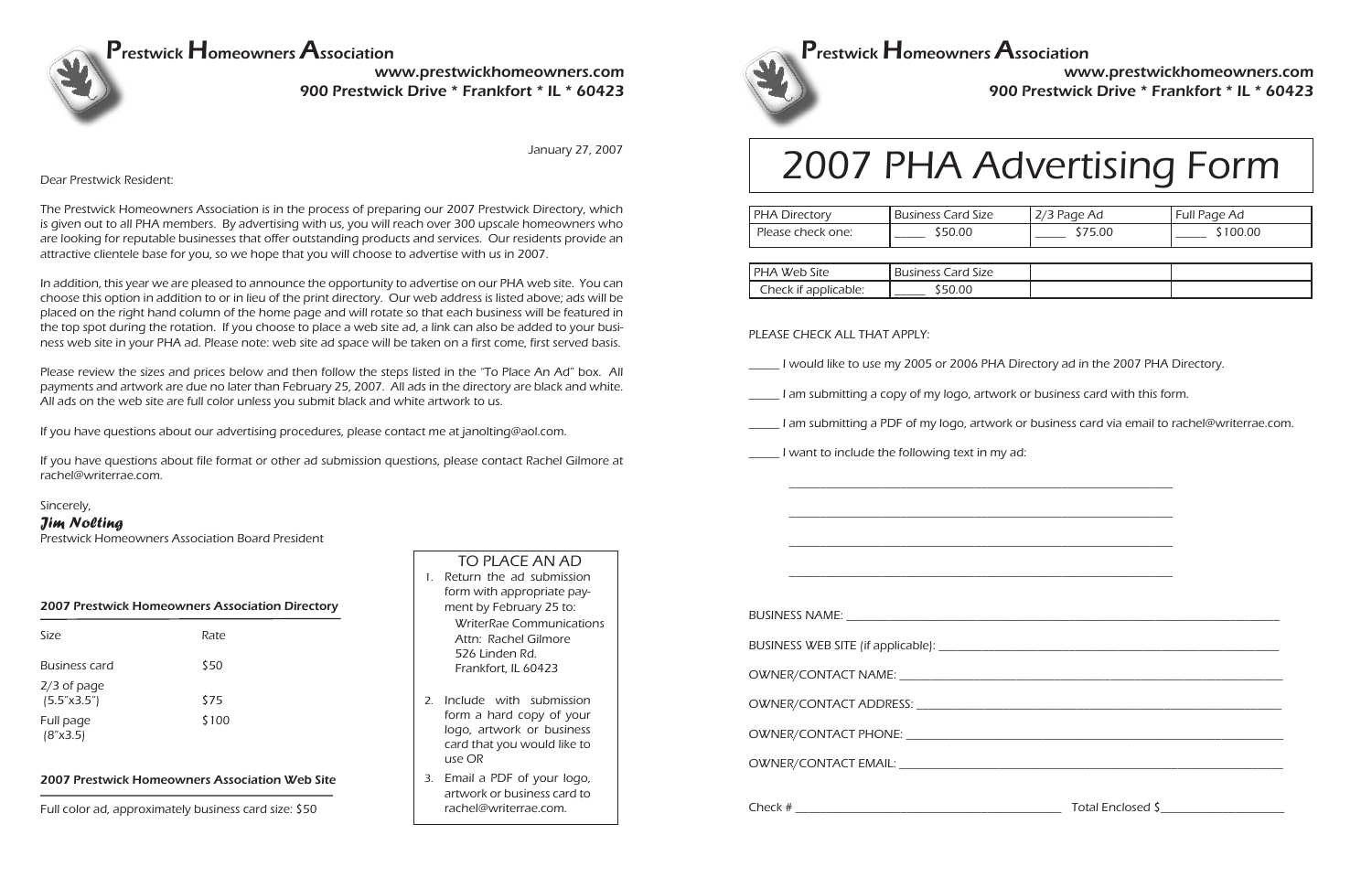# Prestwick Homeowners Association

www.prestwickhomeowners.com
900 Prestwick Drive * Frankfort * IL * 60423

January 27, 2007

Dear Prestwick Resident:

The Prestwick Homeowners Association is in the process of preparing our 2007 Prestwick Directory, which is given out to all PHA members. By advertising with us, you will reach over 300 upscale homeowners who are looking for reputable businesses that offer outstanding products and services. Our residents provide an attractive clientele base for you, so we hope that you will choose to advertise with us in 2007.

In addition, this year we are pleased to announce the opportunity to advertise on our PHA web site. You can choose this option in addition to or in lieu of the print directory. Our web address is listed above; ads will be placed on the right hand column of the home page and will rotate so that each business will be featured in the top spot during the rotation. If you choose to place a web site ad, a link can also be added to your business web site in your PHA ad. Please note: web site ad space will be taken on a first come, first served basis.

Please review the sizes and prices below and then follow the steps listed in the "To Place An Ad" box. All payments and artwork are due no later than February 25, 2007. All ads in the directory are black and white. All ads on the web site are full color unless you submit black and white artwork to us.

If you have questions about our advertising procedures, please contact me at janolting@aol.com.

If you have questions about file format or other ad submission questions, please contact Rachel Gilmore at rachel@writerrae.com.

Sincerely,

*Jim Nolting*
Prestwick Homeowners Association Board President

**2007 Prestwick Homeowners Association Directory**

| Size | Rate |
|---|---|
| Business card | $50 |
| 2/3 of page (5.5"x3.5") | $75 |
| Full page (8"x3.5) | $100 |

**2007 Prestwick Homeowners Association Web Site**

Full color ad, approximately business card size: $50

TO PLACE AN AD

1. Return the ad submission form with appropriate payment by February 25 to:
   WriterRae Communications
   Attn: Rachel Gilmore
   526 Linden Rd.
   Frankfort, IL 60423
2. Include with submission form a hard copy of your logo, artwork or business card that you would like to use OR
3. Email a PDF of your logo, artwork or business card to rachel@writerrae.com.

# Prestwick Homeowners Association

www.prestwickhomeowners.com
900 Prestwick Drive * Frankfort * IL * 60423

# 2007 PHA Advertising Form

| PHA Directory | Business Card Size | 2/3 Page Ad | Full Page Ad |
|---|---|---|---|
| Please check one: | _____ $50.00 | _____ $75.00 | _____ $100.00 |

| PHA Web Site | Business Card Size | | |
|---|---|---|---|
| Check if applicable: | _____ $50.00 | | |

PLEASE CHECK ALL THAT APPLY:

_____ I would like to use my 2005 or 2006 PHA Directory ad in the 2007 PHA Directory.

_____ I am submitting a copy of my logo, artwork or business card with this form.

_____ I am submitting a PDF of my logo, artwork or business card via email to rachel@writerrae.com.

_____ I want to include the following text in my ad:

_______________________________________________

_______________________________________________

_______________________________________________

_______________________________________________

BUSINESS NAME: _______________________________________________

BUSINESS WEB SITE (if applicable): _______________________________________________

OWNER/CONTACT NAME: _______________________________________________

OWNER/CONTACT ADDRESS: _______________________________________________

OWNER/CONTACT PHONE: _______________________________________________

OWNER/CONTACT EMAIL: _______________________________________________

Check # _______________________________ Total Enclosed $_______________